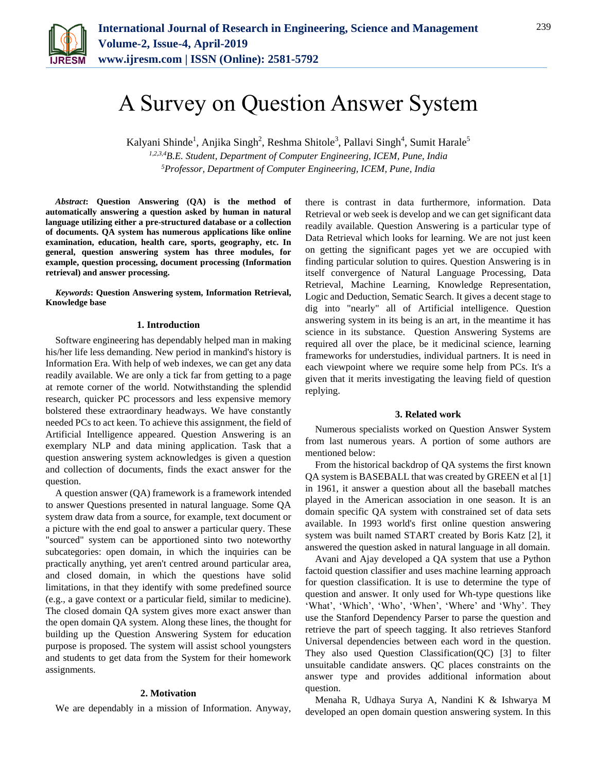# A Survey on Question Answer System

Kalyani Shinde[1], Anjika Singh[2], Reshma Shitole[3], Pallavi Singh[4], Sumit Harale[5]

*[1,2,3,4]B.E. Student, Department of Computer Engineering, ICEM, Pune, India*
*[5]Professor, Department of Computer Engineering, ICEM, Pune, India*

***Abstract*: Question Answering (QA) is the method of automatically answering a question asked by human in natural language utilizing either a pre-structured database or a collection of documents. QA system has numerous applications like online examination, education, health care, sports, geography, etc. In general, question answering system has three modules, for example, question processing, document processing (Information retrieval) and answer processing.**

***Keywords*: Question Answering system, Information Retrieval, Knowledge base**

## 1. Introduction

Software engineering has dependably helped man in making his/her life less demanding. New period in mankind's history is Information Era. With help of web indexes, we can get any data readily available. We are only a tick far from getting to a page at remote corner of the world. Notwithstanding the splendid research, quicker PC processors and less expensive memory bolstered these extraordinary headways. We have constantly needed PCs to act keen. To achieve this assignment, the field of Artificial Intelligence appeared. Question Answering is an exemplary NLP and data mining application. Task that a question answering system acknowledges is given a question and collection of documents, finds the exact answer for the question.

A question answer (QA) framework is a framework intended to answer Questions presented in natural language. Some QA system draw data from a source, for example, text document or a picture with the end goal to answer a particular query. These "sourced" system can be apportioned sinto two noteworthy subcategories: open domain, in which the inquiries can be practically anything, yet aren't centred around particular area, and closed domain, in which the questions have solid limitations, in that they identify with some predefined source (e.g., a gave context or a particular field, similar to medicine). The closed domain QA system gives more exact answer than the open domain QA system. Along these lines, the thought for building up the Question Answering System for education purpose is proposed. The system will assist school youngsters and students to get data from the System for their homework assignments.

## 2. Motivation

We are dependably in a mission of Information. Anyway, there is contrast in data furthermore, information. Data Retrieval or web seek is develop and we can get significant data readily available. Question Answering is a particular type of Data Retrieval which looks for learning. We are not just keen on getting the significant pages yet we are occupied with finding particular solution to quires. Question Answering is in itself convergence of Natural Language Processing, Data Retrieval, Machine Learning, Knowledge Representation, Logic and Deduction, Sematic Search. It gives a decent stage to dig into "nearly" all of Artificial intelligence. Question answering system in its being is an art, in the meantime it has science in its substance. Question Answering Systems are required all over the place, be it medicinal science, learning frameworks for understudies, individual partners. It is need in each viewpoint where we require some help from PCs. It's a given that it merits investigating the leaving field of question replying.

## 3. Related work

Numerous specialists worked on Question Answer System from last numerous years. A portion of some authors are mentioned below:

From the historical backdrop of QA systems the first known QA system is BASEBALL that was created by GREEN et al [1] in 1961, it answer a question about all the baseball matches played in the American association in one season. It is an domain specific QA system with constrained set of data sets available. In 1993 world's first online question answering system was built named START created by Boris Katz [2], it answered the question asked in natural language in all domain.

Avani and Ajay developed a QA system that use a Python factoid question classifier and uses machine learning approach for question classification. It is use to determine the type of question and answer. It only used for Wh-type questions like 'What', 'Which', 'Who', 'When', 'Where' and 'Why'. They use the Stanford Dependency Parser to parse the question and retrieve the part of speech tagging. It also retrieves Stanford Universal dependencies between each word in the question. They also used Question Classification(QC) [3] to filter unsuitable candidate answers. QC places constraints on the answer type and provides additional information about question.

Menaha R, Udhaya Surya A, Nandini K & Ishwarya M developed an open domain question answering system. In this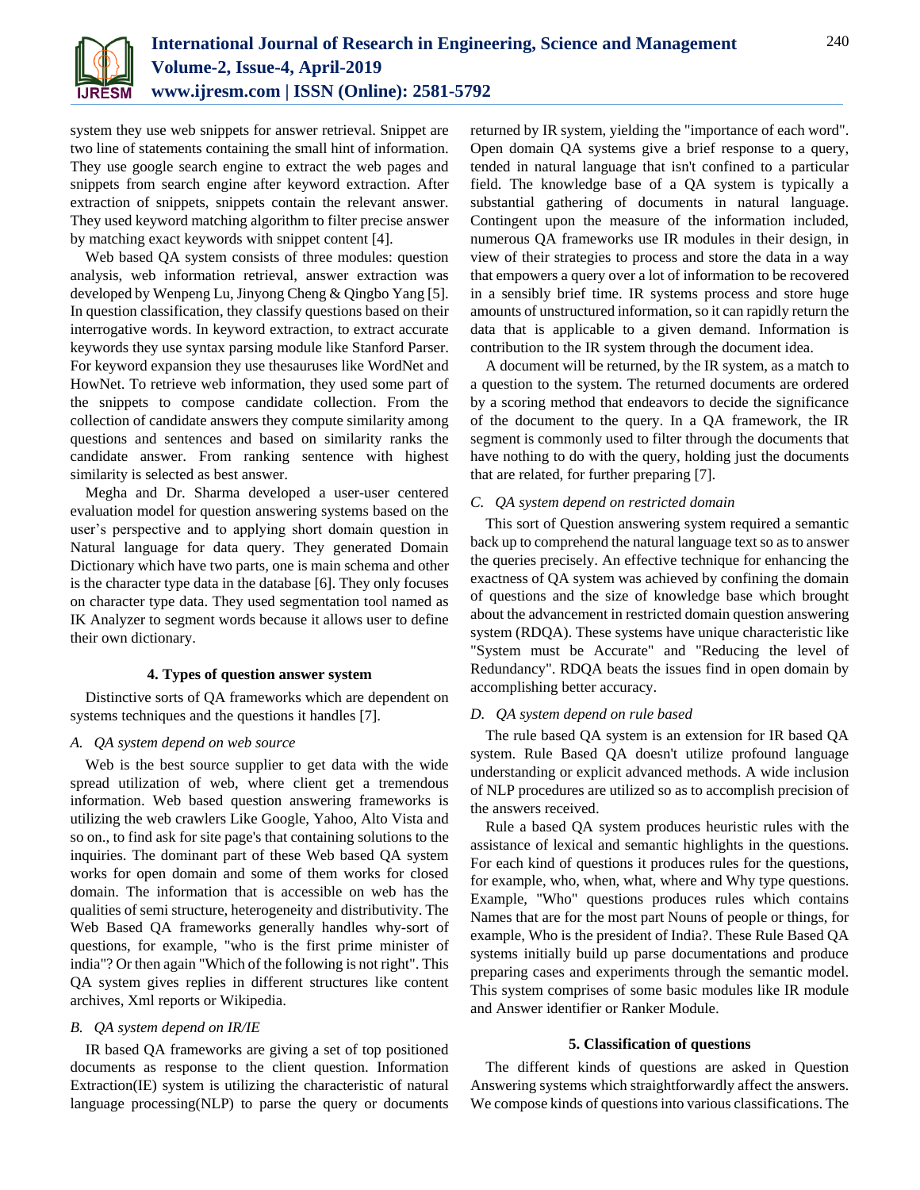system they use web snippets for answer retrieval. Snippet are two line of statements containing the small hint of information. They use google search engine to extract the web pages and snippets from search engine after keyword extraction. After extraction of snippets, snippets contain the relevant answer. They used keyword matching algorithm to filter precise answer by matching exact keywords with snippet content [4].

Web based QA system consists of three modules: question analysis, web information retrieval, answer extraction was developed by Wenpeng Lu, Jinyong Cheng & Qingbo Yang [5]. In question classification, they classify questions based on their interrogative words. In keyword extraction, to extract accurate keywords they use syntax parsing module like Stanford Parser. For keyword expansion they use thesauruses like WordNet and HowNet. To retrieve web information, they used some part of the snippets to compose candidate collection. From the collection of candidate answers they compute similarity among questions and sentences and based on similarity ranks the candidate answer. From ranking sentence with highest similarity is selected as best answer.

Megha and Dr. Sharma developed a user-user centered evaluation model for question answering systems based on the user's perspective and to applying short domain question in Natural language for data query. They generated Domain Dictionary which have two parts, one is main schema and other is the character type data in the database [6]. They only focuses on character type data. They used segmentation tool named as IK Analyzer to segment words because it allows user to define their own dictionary.

## 4. Types of question answer system

Distinctive sorts of QA frameworks which are dependent on systems techniques and the questions it handles [7].

### A. QA system depend on web source

Web is the best source supplier to get data with the wide spread utilization of web, where client get a tremendous information. Web based question answering frameworks is utilizing the web crawlers Like Google, Yahoo, Alto Vista and so on., to find ask for site page's that containing solutions to the inquiries. The dominant part of these Web based QA system works for open domain and some of them works for closed domain. The information that is accessible on web has the qualities of semi structure, heterogeneity and distributivity. The Web Based QA frameworks generally handles why-sort of questions, for example, "who is the first prime minister of india"? Or then again "Which of the following is not right". This QA system gives replies in different structures like content archives, Xml reports or Wikipedia.

### B. QA system depend on IR/IE

IR based QA frameworks are giving a set of top positioned documents as response to the client question. Information Extraction(IE) system is utilizing the characteristic of natural language processing(NLP) to parse the query or documents returned by IR system, yielding the "importance of each word". Open domain QA systems give a brief response to a query, tended in natural language that isn't confined to a particular field. The knowledge base of a QA system is typically a substantial gathering of documents in natural language. Contingent upon the measure of the information included, numerous QA frameworks use IR modules in their design, in view of their strategies to process and store the data in a way that empowers a query over a lot of information to be recovered in a sensibly brief time. IR systems process and store huge amounts of unstructured information, so it can rapidly return the data that is applicable to a given demand. Information is contribution to the IR system through the document idea.

A document will be returned, by the IR system, as a match to a question to the system. The returned documents are ordered by a scoring method that endeavors to decide the significance of the document to the query. In a QA framework, the IR segment is commonly used to filter through the documents that have nothing to do with the query, holding just the documents that are related, for further preparing [7].

### C. QA system depend on restricted domain

This sort of Question answering system required a semantic back up to comprehend the natural language text so as to answer the queries precisely. An effective technique for enhancing the exactness of QA system was achieved by confining the domain of questions and the size of knowledge base which brought about the advancement in restricted domain question answering system (RDQA). These systems have unique characteristic like "System must be Accurate" and "Reducing the level of Redundancy". RDQA beats the issues find in open domain by accomplishing better accuracy.

### D. QA system depend on rule based

The rule based QA system is an extension for IR based QA system. Rule Based QA doesn't utilize profound language understanding or explicit advanced methods. A wide inclusion of NLP procedures are utilized so as to accomplish precision of the answers received.

Rule a based QA system produces heuristic rules with the assistance of lexical and semantic highlights in the questions. For each kind of questions it produces rules for the questions, for example, who, when, what, where and Why type questions. Example, "Who" questions produces rules which contains Names that are for the most part Nouns of people or things, for example, Who is the president of India?. These Rule Based QA systems initially build up parse documentations and produce preparing cases and experiments through the semantic model. This system comprises of some basic modules like IR module and Answer identifier or Ranker Module.

## 5. Classification of questions

The different kinds of questions are asked in Question Answering systems which straightforwardly affect the answers. We compose kinds of questions into various classifications. The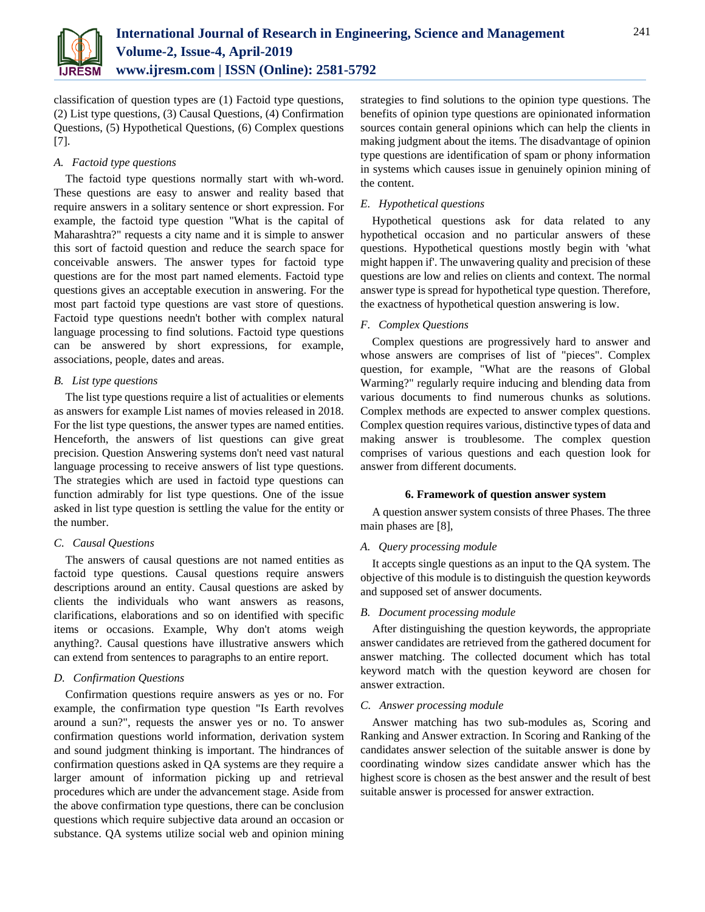classification of question types are (1) Factoid type questions, (2) List type questions, (3) Causal Questions, (4) Confirmation Questions, (5) Hypothetical Questions, (6) Complex questions [7].

### *A. Factoid type questions*

The factoid type questions normally start with wh-word. These questions are easy to answer and reality based that require answers in a solitary sentence or short expression. For example, the factoid type question "What is the capital of Maharashtra?" requests a city name and it is simple to answer this sort of factoid question and reduce the search space for conceivable answers. The answer types for factoid type questions are for the most part named elements. Factoid type questions gives an acceptable execution in answering. For the most part factoid type questions are vast store of questions. Factoid type questions needn't bother with complex natural language processing to find solutions. Factoid type questions can be answered by short expressions, for example, associations, people, dates and areas.

### *B. List type questions*

The list type questions require a list of actualities or elements as answers for example List names of movies released in 2018. For the list type questions, the answer types are named entities. Henceforth, the answers of list questions can give great precision. Question Answering systems don't need vast natural language processing to receive answers of list type questions. The strategies which are used in factoid type questions can function admirably for list type questions. One of the issue asked in list type question is settling the value for the entity or the number.

### *C. Causal Questions*

The answers of causal questions are not named entities as factoid type questions. Causal questions require answers descriptions around an entity. Causal questions are asked by clients the individuals who want answers as reasons, clarifications, elaborations and so on identified with specific items or occasions. Example, Why don't atoms weigh anything?. Causal questions have illustrative answers which can extend from sentences to paragraphs to an entire report.

### *D. Confirmation Questions*

Confirmation questions require answers as yes or no. For example, the confirmation type question "Is Earth revolves around a sun?", requests the answer yes or no. To answer confirmation questions world information, derivation system and sound judgment thinking is important. The hindrances of confirmation questions asked in QA systems are they require a larger amount of information picking up and retrieval procedures which are under the advancement stage. Aside from the above confirmation type questions, there can be conclusion questions which require subjective data around an occasion or substance. QA systems utilize social web and opinion mining strategies to find solutions to the opinion type questions. The benefits of opinion type questions are opinionated information sources contain general opinions which can help the clients in making judgment about the items. The disadvantage of opinion type questions are identification of spam or phony information in systems which causes issue in genuinely opinion mining of the content.

### *E. Hypothetical questions*

Hypothetical questions ask for data related to any hypothetical occasion and no particular answers of these questions. Hypothetical questions mostly begin with 'what might happen if'. The unwavering quality and precision of these questions are low and relies on clients and context. The normal answer type is spread for hypothetical type question. Therefore, the exactness of hypothetical question answering is low.

### *F. Complex Questions*

Complex questions are progressively hard to answer and whose answers are comprises of list of "pieces". Complex question, for example, "What are the reasons of Global Warming?" regularly require inducing and blending data from various documents to find numerous chunks as solutions. Complex methods are expected to answer complex questions. Complex question requires various, distinctive types of data and making answer is troublesome. The complex question comprises of various questions and each question look for answer from different documents.

## 6. Framework of question answer system

A question answer system consists of three Phases. The three main phases are [8],

### *A. Query processing module*

It accepts single questions as an input to the QA system. The objective of this module is to distinguish the question keywords and supposed set of answer documents.

### *B. Document processing module*

After distinguishing the question keywords, the appropriate answer candidates are retrieved from the gathered document for answer matching. The collected document which has total keyword match with the question keyword are chosen for answer extraction.

### *C. Answer processing module*

Answer matching has two sub-modules as, Scoring and Ranking and Answer extraction. In Scoring and Ranking of the candidates answer selection of the suitable answer is done by coordinating window sizes candidate answer which has the highest score is chosen as the best answer and the result of best suitable answer is processed for answer extraction.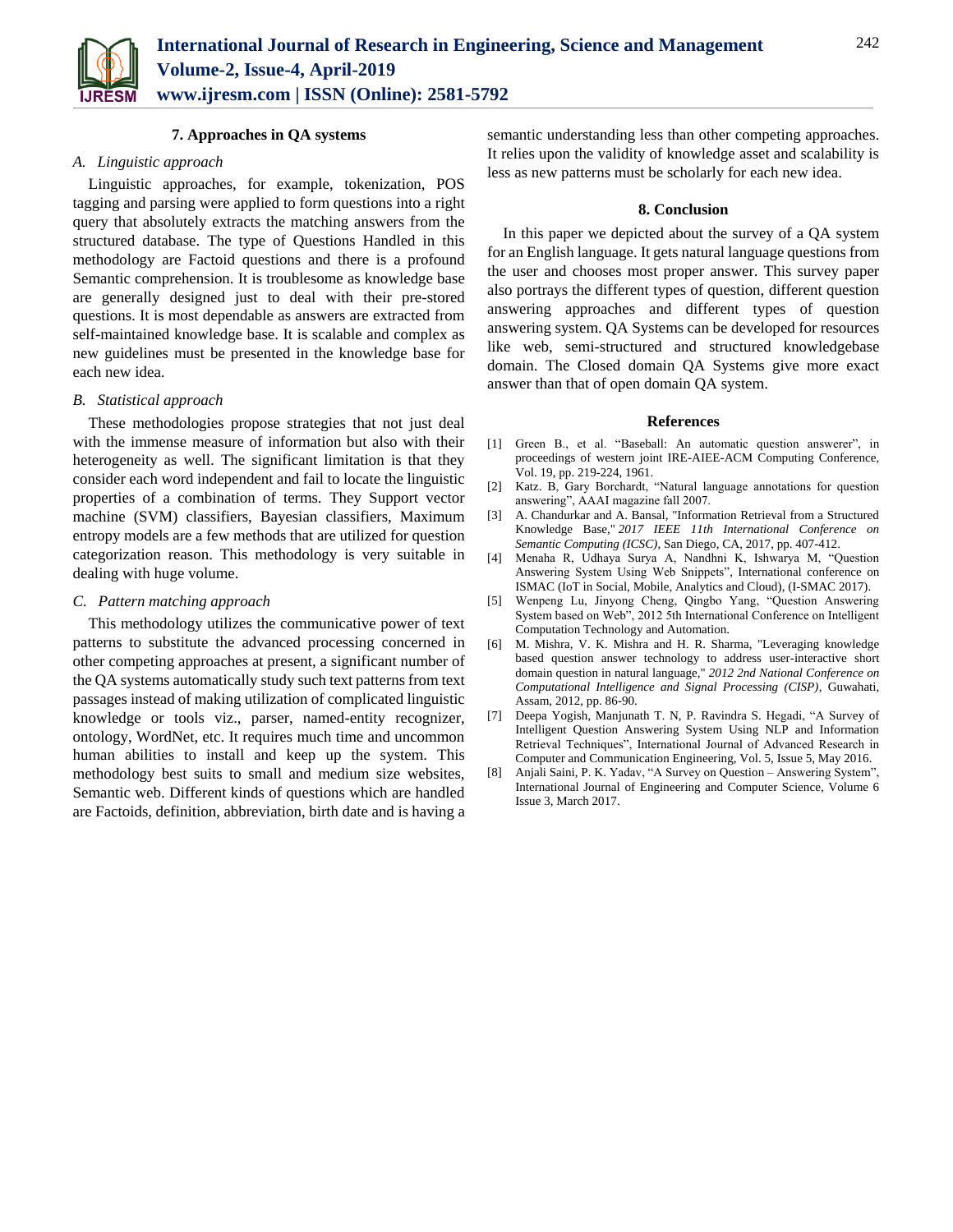## 7. Approaches in QA systems

### *A. Linguistic approach*

Linguistic approaches, for example, tokenization, POS tagging and parsing were applied to form questions into a right query that absolutely extracts the matching answers from the structured database. The type of Questions Handled in this methodology are Factoid questions and there is a profound Semantic comprehension. It is troublesome as knowledge base are generally designed just to deal with their pre-stored questions. It is most dependable as answers are extracted from self-maintained knowledge base. It is scalable and complex as new guidelines must be presented in the knowledge base for each new idea.

### *B. Statistical approach*

These methodologies propose strategies that not just deal with the immense measure of information but also with their heterogeneity as well. The significant limitation is that they consider each word independent and fail to locate the linguistic properties of a combination of terms. They Support vector machine (SVM) classifiers, Bayesian classifiers, Maximum entropy models are a few methods that are utilized for question categorization reason. This methodology is very suitable in dealing with huge volume.

### *C. Pattern matching approach*

This methodology utilizes the communicative power of text patterns to substitute the advanced processing concerned in other competing approaches at present, a significant number of the QA systems automatically study such text patterns from text passages instead of making utilization of complicated linguistic knowledge or tools viz., parser, named-entity recognizer, ontology, WordNet, etc. It requires much time and uncommon human abilities to install and keep up the system. This methodology best suits to small and medium size websites, Semantic web. Different kinds of questions which are handled are Factoids, definition, abbreviation, birth date and is having a semantic understanding less than other competing approaches. It relies upon the validity of knowledge asset and scalability is less as new patterns must be scholarly for each new idea.

## 8. Conclusion

In this paper we depicted about the survey of a QA system for an English language. It gets natural language questions from the user and chooses most proper answer. This survey paper also portrays the different types of question, different question answering approaches and different types of question answering system. QA Systems can be developed for resources like web, semi-structured and structured knowledgebase domain. The Closed domain QA Systems give more exact answer than that of open domain QA system.

## References

[1] Green B., et al. "Baseball: An automatic question answerer", in proceedings of western joint IRE-AIEE-ACM Computing Conference, Vol. 19, pp. 219-224, 1961.

[2] Katz. B, Gary Borchardt, "Natural language annotations for question answering", AAAI magazine fall 2007.

[3] A. Chandurkar and A. Bansal, "Information Retrieval from a Structured Knowledge Base," *2017 IEEE 11th International Conference on Semantic Computing (ICSC)*, San Diego, CA, 2017, pp. 407-412.

[4] Menaha R, Udhaya Surya A, Nandhni K, Ishwarya M, "Question Answering System Using Web Snippets", International conference on ISMAC (IoT in Social, Mobile, Analytics and Cloud), (I-SMAC 2017).

[5] Wenpeng Lu, Jinyong Cheng, Qingbo Yang, "Question Answering System based on Web", 2012 5th International Conference on Intelligent Computation Technology and Automation.

[6] M. Mishra, V. K. Mishra and H. R. Sharma, "Leveraging knowledge based question answer technology to address user-interactive short domain question in natural language," *2012 2nd National Conference on Computational Intelligence and Signal Processing (CISP)*, Guwahati, Assam, 2012, pp. 86-90.

[7] Deepa Yogish, Manjunath T. N, P. Ravindra S. Hegadi, "A Survey of Intelligent Question Answering System Using NLP and Information Retrieval Techniques", International Journal of Advanced Research in Computer and Communication Engineering, Vol. 5, Issue 5, May 2016.

[8] Anjali Saini, P. K. Yadav, "A Survey on Question – Answering System", International Journal of Engineering and Computer Science, Volume 6 Issue 3, March 2017.